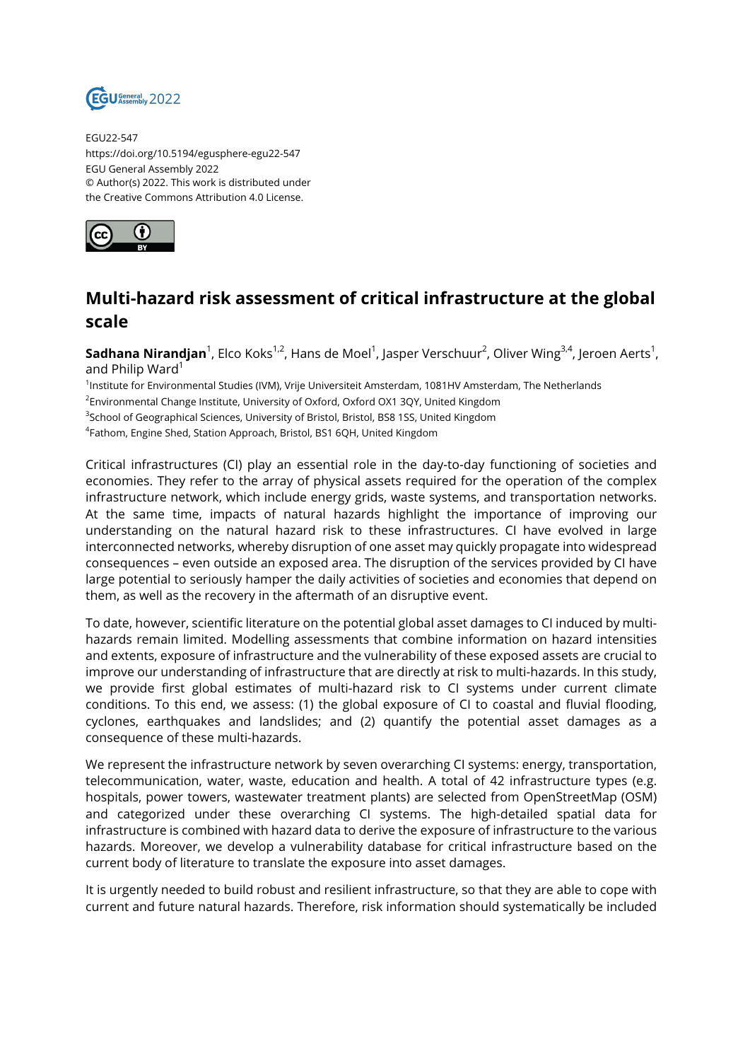EGU22-547
https://doi.org/10.5194/egusphere-egu22-547
EGU General Assembly 2022
© Author(s) 2022. This work is distributed under the Creative Commons Attribution 4.0 License.

# Multi-hazard risk assessment of critical infrastructure at the global scale

**Sadhana Nirandjan**[1], Elco Koks[1,2], Hans de Moel[1], Jasper Verschuur[2], Oliver Wing[3,4], Jeroen Aerts[1], and Philip Ward[1]

[1]Institute for Environmental Studies (IVM), Vrije Universiteit Amsterdam, 1081HV Amsterdam, The Netherlands
[2]Environmental Change Institute, University of Oxford, Oxford OX1 3QY, United Kingdom
[3]School of Geographical Sciences, University of Bristol, Bristol, BS8 1SS, United Kingdom
[4]Fathom, Engine Shed, Station Approach, Bristol, BS1 6QH, United Kingdom

Critical infrastructures (CI) play an essential role in the day-to-day functioning of societies and economies. They refer to the array of physical assets required for the operation of the complex infrastructure network, which include energy grids, waste systems, and transportation networks. At the same time, impacts of natural hazards highlight the importance of improving our understanding on the natural hazard risk to these infrastructures. CI have evolved in large interconnected networks, whereby disruption of one asset may quickly propagate into widespread consequences – even outside an exposed area. The disruption of the services provided by CI have large potential to seriously hamper the daily activities of societies and economies that depend on them, as well as the recovery in the aftermath of an disruptive event.

To date, however, scientific literature on the potential global asset damages to CI induced by multi-hazards remain limited. Modelling assessments that combine information on hazard intensities and extents, exposure of infrastructure and the vulnerability of these exposed assets are crucial to improve our understanding of infrastructure that are directly at risk to multi-hazards. In this study, we provide first global estimates of multi-hazard risk to CI systems under current climate conditions. To this end, we assess: (1) the global exposure of CI to coastal and fluvial flooding, cyclones, earthquakes and landslides; and (2) quantify the potential asset damages as a consequence of these multi-hazards.

We represent the infrastructure network by seven overarching CI systems: energy, transportation, telecommunication, water, waste, education and health. A total of 42 infrastructure types (e.g. hospitals, power towers, wastewater treatment plants) are selected from OpenStreetMap (OSM) and categorized under these overarching CI systems. The high-detailed spatial data for infrastructure is combined with hazard data to derive the exposure of infrastructure to the various hazards. Moreover, we develop a vulnerability database for critical infrastructure based on the current body of literature to translate the exposure into asset damages.

It is urgently needed to build robust and resilient infrastructure, so that they are able to cope with current and future natural hazards. Therefore, risk information should systematically be included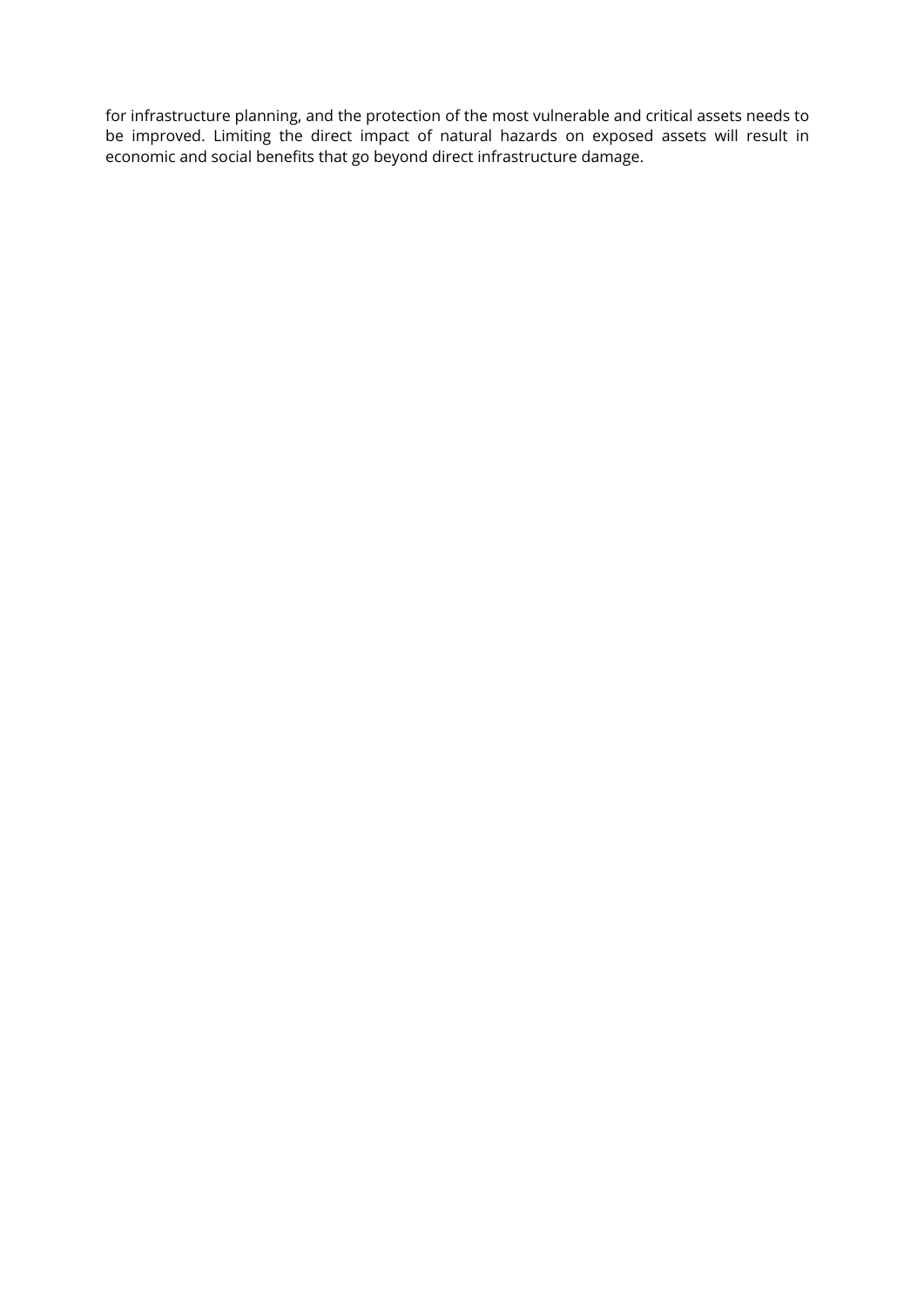for infrastructure planning, and the protection of the most vulnerable and critical assets needs to be improved. Limiting the direct impact of natural hazards on exposed assets will result in economic and social benefits that go beyond direct infrastructure damage.